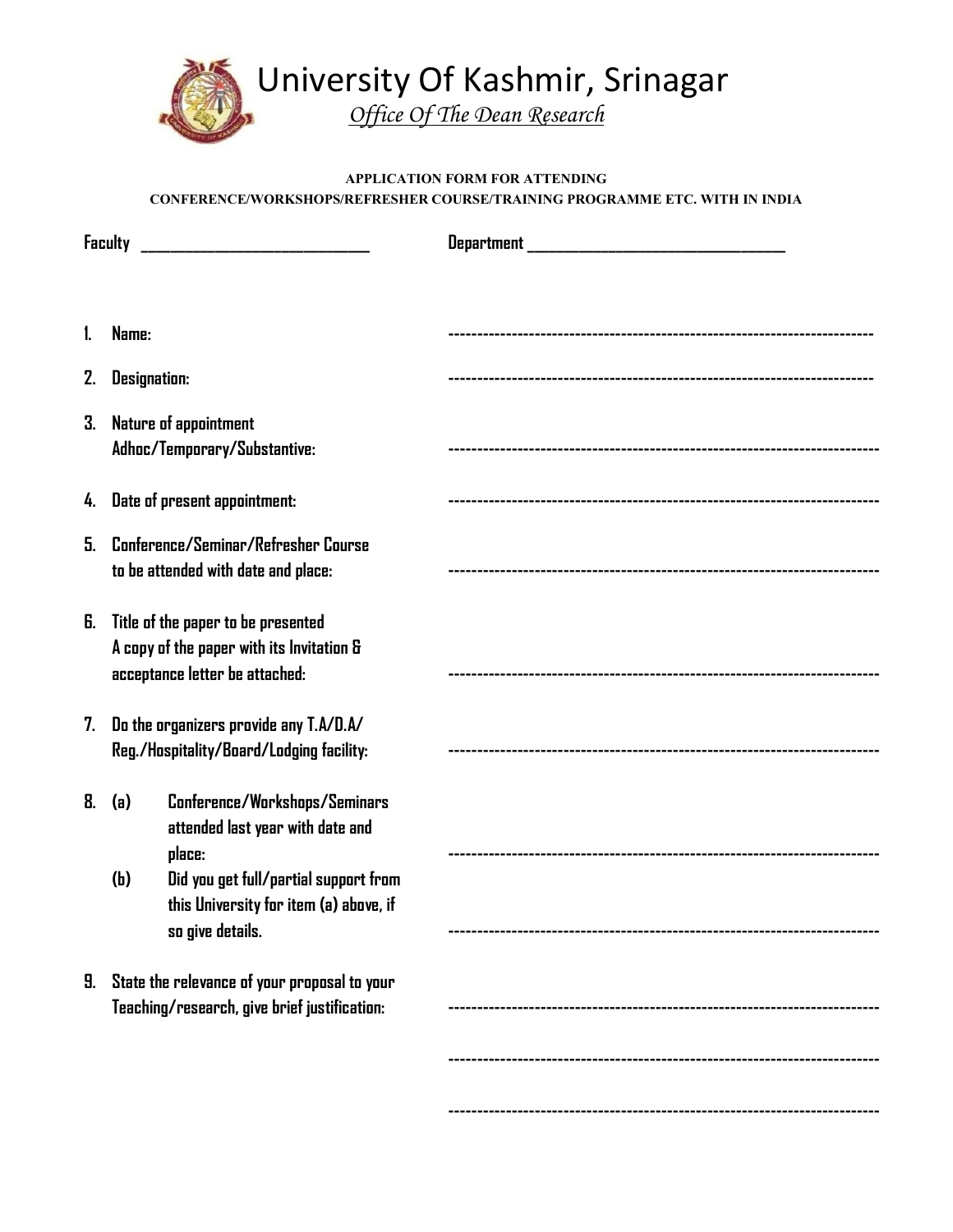# University Of Kashmir, Srinagar

*Office Of The Dean Research*

**APPLICATION FORM FOR ATTENDING**
**CONFERENCE/WORKSHOPS/REFRESHER COURSE/TRAINING PROGRAMME ETC. WITH IN INDIA**

**Faculty** ______________________________ **Department** ______________________________

1. **Name:** ------------------------------------------------------------------------

2. **Designation:** ------------------------------------------------------------------------

3. **Nature of appointment Adhoc/Temporary/Substantive:** ------------------------------------------------------------------------

4. **Date of present appointment:** ------------------------------------------------------------------------

5. **Conference/Seminar/Refresher Course to be attended with date and place:** ------------------------------------------------------------------------

6. **Title of the paper to be presented A copy of the paper with its Invitation & acceptance letter be attached:** ------------------------------------------------------------------------

7. **Do the organizers provide any T.A/D.A/ Reg./Hospitality/Board/Lodging facility:** ------------------------------------------------------------------------

8. **(a)** **Conference/Workshops/Seminars attended last year with date and place:** ------------------------------------------------------------------------

   **(b)** **Did you get full/partial support from this University for item (a) above, if so give details.** ------------------------------------------------------------------------

9. **State the relevance of your proposal to your Teaching/research, give brief justification:** ------------------------------------------------------------------------

------------------------------------------------------------------------

------------------------------------------------------------------------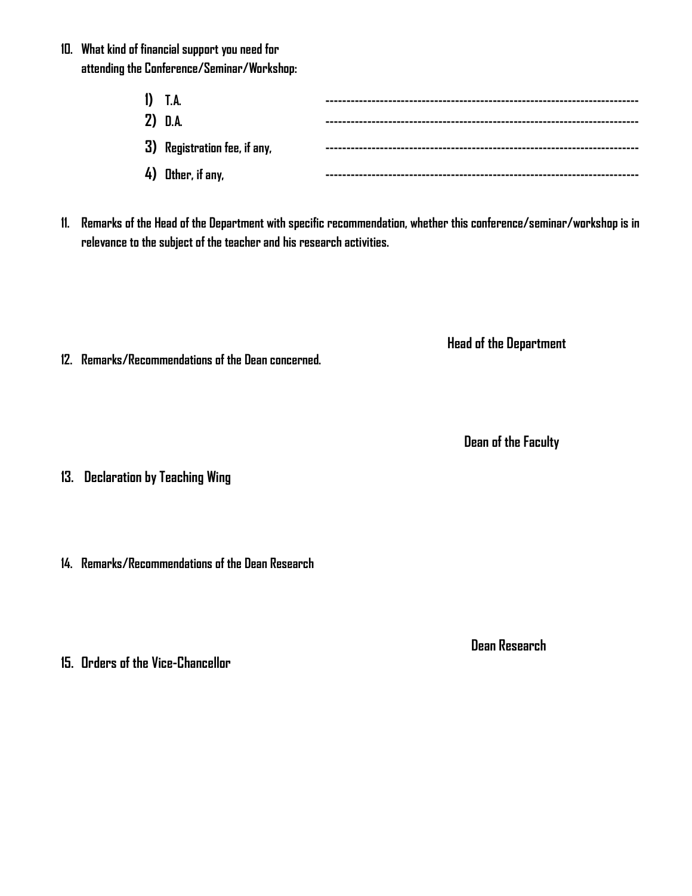10. **What kind of financial support you need for attending the Conference/Seminar/Workshop:**

    1) **T.A.** ---------------------------------------------------------------------------
    2) **D.A.** ---------------------------------------------------------------------------
    3) **Registration fee, if any,** ---------------------------------------------------------------------------
    4) **Other, if any,** ---------------------------------------------------------------------------

11. **Remarks of the Head of the Department with specific recommendation, whether this conference/seminar/workshop is in relevance to the subject of the teacher and his research activities.**

**Head of the Department**

12. **Remarks/Recommendations of the Dean concerned.**

**Dean of the Faculty**

13. **Declaration by Teaching Wing**

14. **Remarks/Recommendations of the Dean Research**

**Dean Research**

15. **Orders of the Vice-Chancellor**